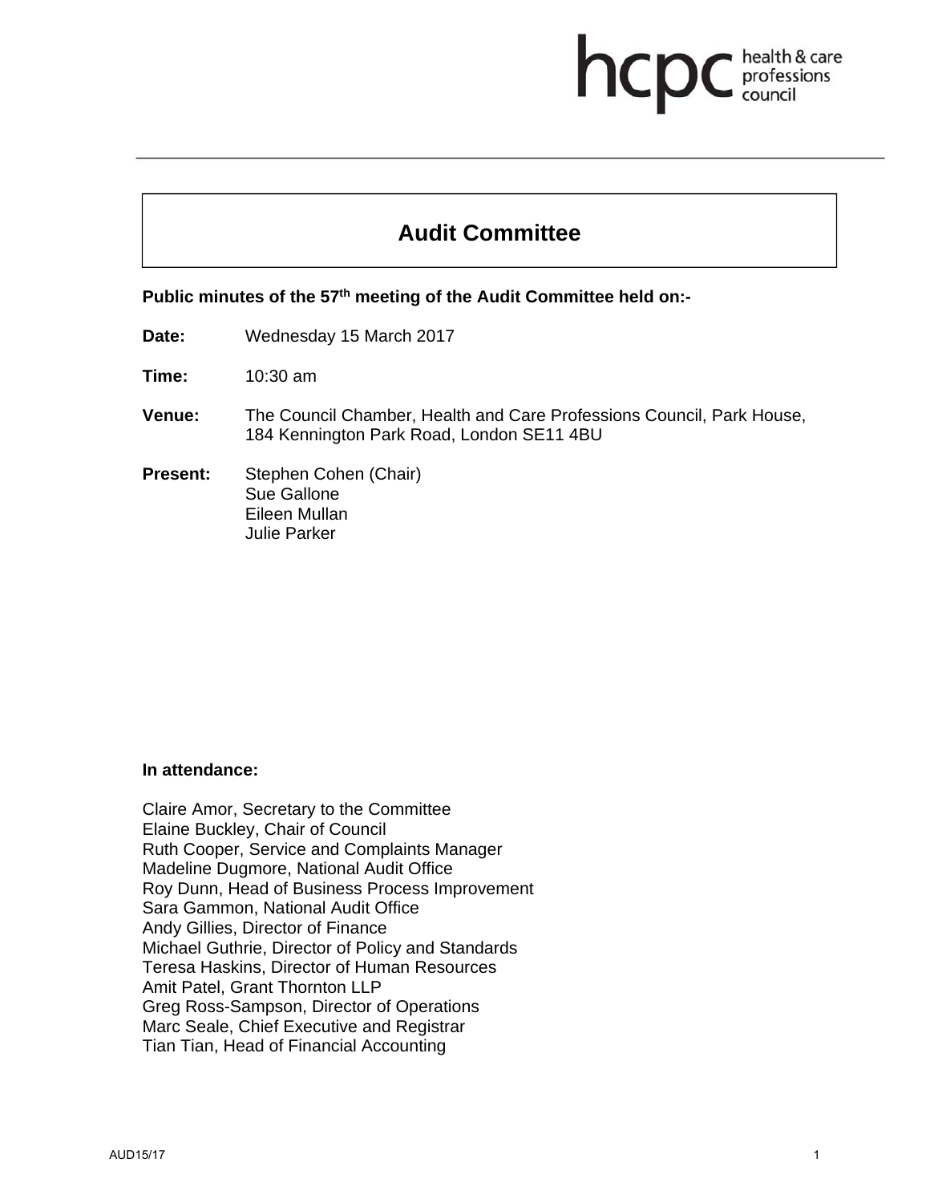hcpc health & care professions council

# Audit Committee

**Public minutes of the 57th meeting of the Audit Committee held on:-**

**Date:** Wednesday 15 March 2017

**Time:** 10:30 am

**Venue:** The Council Chamber, Health and Care Professions Council, Park House, 184 Kennington Park Road, London SE11 4BU

**Present:** Stephen Cohen (Chair)
Sue Gallone
Eileen Mullan
Julie Parker

**In attendance:**

Claire Amor, Secretary to the Committee
Elaine Buckley, Chair of Council
Ruth Cooper, Service and Complaints Manager
Madeline Dugmore, National Audit Office
Roy Dunn, Head of Business Process Improvement
Sara Gammon, National Audit Office
Andy Gillies, Director of Finance
Michael Guthrie, Director of Policy and Standards
Teresa Haskins, Director of Human Resources
Amit Patel, Grant Thornton LLP
Greg Ross-Sampson, Director of Operations
Marc Seale, Chief Executive and Registrar
Tian Tian, Head of Financial Accounting

AUD15/17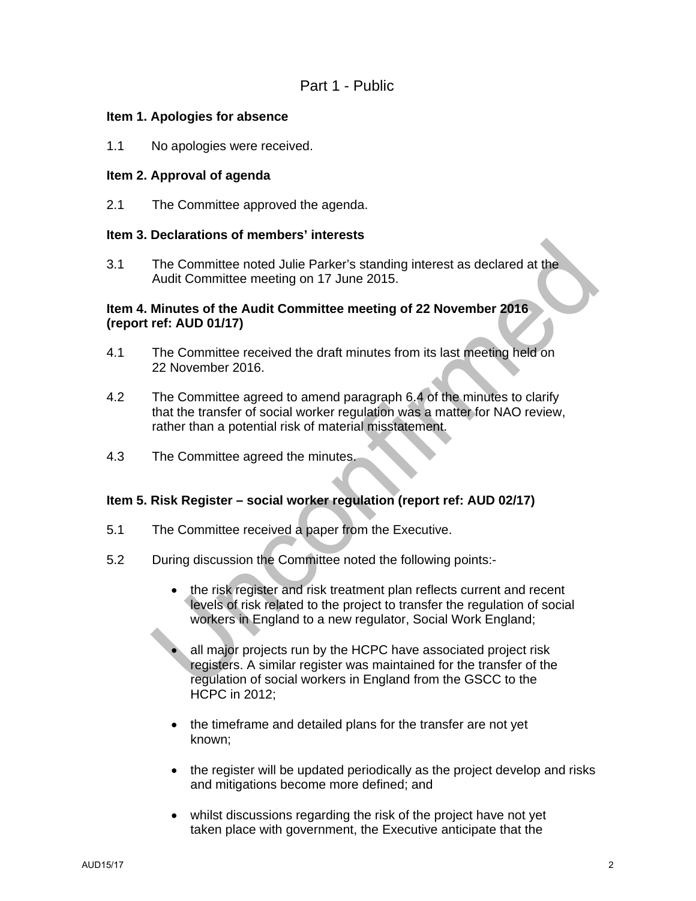Part 1 - Public

**Item 1. Apologies for absence**

1.1 No apologies were received.

**Item 2. Approval of agenda**

2.1 The Committee approved the agenda.

**Item 3. Declarations of members' interests**

3.1 The Committee noted Julie Parker's standing interest as declared at the Audit Committee meeting on 17 June 2015.

**Item 4. Minutes of the Audit Committee meeting of 22 November 2016 (report ref: AUD 01/17)**

4.1 The Committee received the draft minutes from its last meeting held on 22 November 2016.

4.2 The Committee agreed to amend paragraph 6.4 of the minutes to clarify that the transfer of social worker regulation was a matter for NAO review, rather than a potential risk of material misstatement.

4.3 The Committee agreed the minutes.

**Item 5. Risk Register – social worker regulation (report ref: AUD 02/17)**

5.1 The Committee received a paper from the Executive.

5.2 During discussion the Committee noted the following points:-

- the risk register and risk treatment plan reflects current and recent levels of risk related to the project to transfer the regulation of social workers in England to a new regulator, Social Work England;

- all major projects run by the HCPC have associated project risk registers. A similar register was maintained for the transfer of the regulation of social workers in England from the GSCC to the HCPC in 2012;

- the timeframe and detailed plans for the transfer are not yet known;

- the register will be updated periodically as the project develop and risks and mitigations become more defined; and

- whilst discussions regarding the risk of the project have not yet taken place with government, the Executive anticipate that the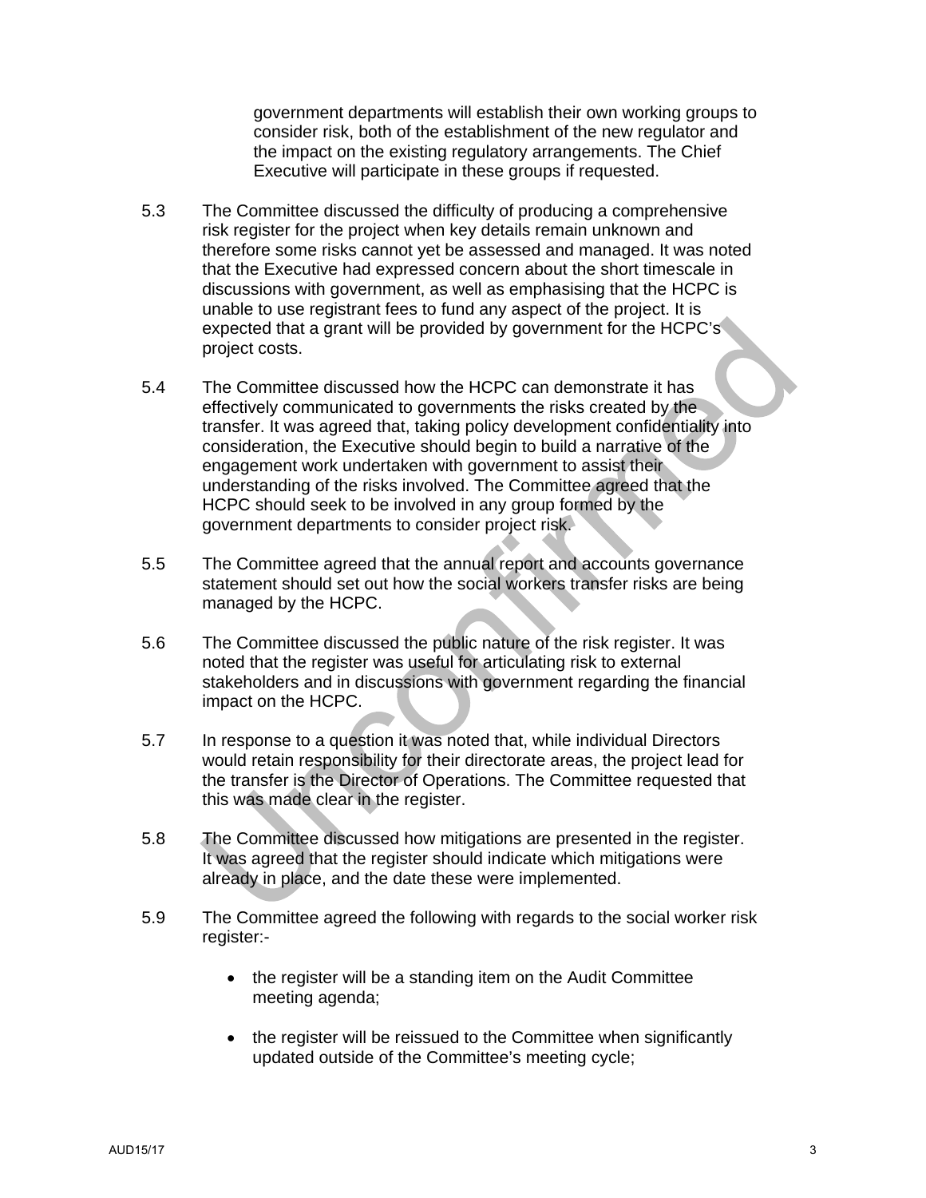government departments will establish their own working groups to consider risk, both of the establishment of the new regulator and the impact on the existing regulatory arrangements. The Chief Executive will participate in these groups if requested.

5.3 The Committee discussed the difficulty of producing a comprehensive risk register for the project when key details remain unknown and therefore some risks cannot yet be assessed and managed. It was noted that the Executive had expressed concern about the short timescale in discussions with government, as well as emphasising that the HCPC is unable to use registrant fees to fund any aspect of the project. It is expected that a grant will be provided by government for the HCPC's project costs.

5.4 The Committee discussed how the HCPC can demonstrate it has effectively communicated to governments the risks created by the transfer. It was agreed that, taking policy development confidentiality into consideration, the Executive should begin to build a narrative of the engagement work undertaken with government to assist their understanding of the risks involved. The Committee agreed that the HCPC should seek to be involved in any group formed by the government departments to consider project risk.

5.5 The Committee agreed that the annual report and accounts governance statement should set out how the social workers transfer risks are being managed by the HCPC.

5.6 The Committee discussed the public nature of the risk register. It was noted that the register was useful for articulating risk to external stakeholders and in discussions with government regarding the financial impact on the HCPC.

5.7 In response to a question it was noted that, while individual Directors would retain responsibility for their directorate areas, the project lead for the transfer is the Director of Operations. The Committee requested that this was made clear in the register.

5.8 The Committee discussed how mitigations are presented in the register. It was agreed that the register should indicate which mitigations were already in place, and the date these were implemented.

5.9 The Committee agreed the following with regards to the social worker risk register:-

- the register will be a standing item on the Audit Committee meeting agenda;

- the register will be reissued to the Committee when significantly updated outside of the Committee's meeting cycle;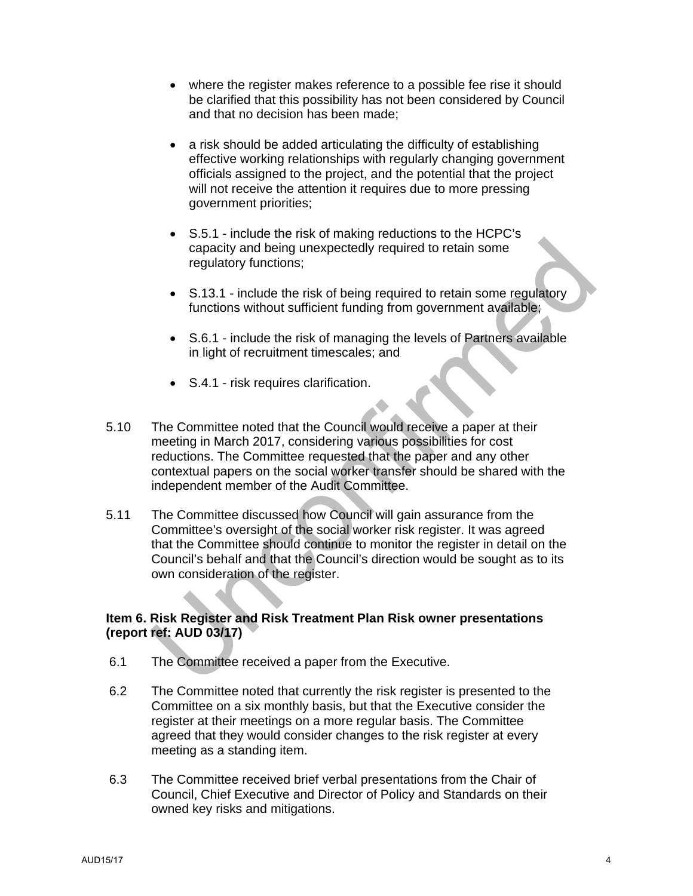- where the register makes reference to a possible fee rise it should be clarified that this possibility has not been considered by Council and that no decision has been made;

- a risk should be added articulating the difficulty of establishing effective working relationships with regularly changing government officials assigned to the project, and the potential that the project will not receive the attention it requires due to more pressing government priorities;

- S.5.1 - include the risk of making reductions to the HCPC's capacity and being unexpectedly required to retain some regulatory functions;

- S.13.1 - include the risk of being required to retain some regulatory functions without sufficient funding from government available;

- S.6.1 - include the risk of managing the levels of Partners available in light of recruitment timescales; and

- S.4.1 - risk requires clarification.

5.10 The Committee noted that the Council would receive a paper at their meeting in March 2017, considering various possibilities for cost reductions. The Committee requested that the paper and any other contextual papers on the social worker transfer should be shared with the independent member of the Audit Committee.

5.11 The Committee discussed how Council will gain assurance from the Committee's oversight of the social worker risk register. It was agreed that the Committee should continue to monitor the register in detail on the Council's behalf and that the Council's direction would be sought as to its own consideration of the register.

**Item 6. Risk Register and Risk Treatment Plan Risk owner presentations (report ref: AUD 03/17)**

6.1 The Committee received a paper from the Executive.

6.2 The Committee noted that currently the risk register is presented to the Committee on a six monthly basis, but that the Executive consider the register at their meetings on a more regular basis. The Committee agreed that they would consider changes to the risk register at every meeting as a standing item.

6.3 The Committee received brief verbal presentations from the Chair of Council, Chief Executive and Director of Policy and Standards on their owned key risks and mitigations.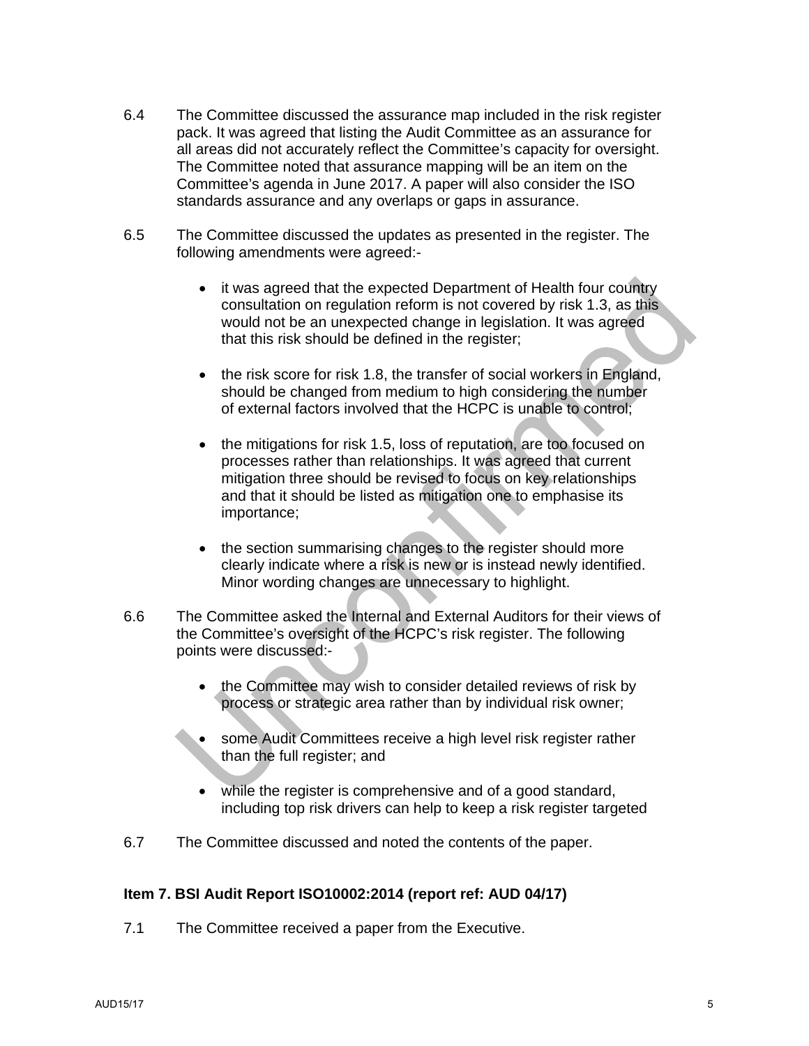6.4 The Committee discussed the assurance map included in the risk register pack. It was agreed that listing the Audit Committee as an assurance for all areas did not accurately reflect the Committee's capacity for oversight. The Committee noted that assurance mapping will be an item on the Committee's agenda in June 2017. A paper will also consider the ISO standards assurance and any overlaps or gaps in assurance.

6.5 The Committee discussed the updates as presented in the register. The following amendments were agreed:-

- it was agreed that the expected Department of Health four country consultation on regulation reform is not covered by risk 1.3, as this would not be an unexpected change in legislation. It was agreed that this risk should be defined in the register;

- the risk score for risk 1.8, the transfer of social workers in England, should be changed from medium to high considering the number of external factors involved that the HCPC is unable to control;

- the mitigations for risk 1.5, loss of reputation, are too focused on processes rather than relationships. It was agreed that current mitigation three should be revised to focus on key relationships and that it should be listed as mitigation one to emphasise its importance;

- the section summarising changes to the register should more clearly indicate where a risk is new or is instead newly identified. Minor wording changes are unnecessary to highlight.

6.6 The Committee asked the Internal and External Auditors for their views of the Committee's oversight of the HCPC's risk register. The following points were discussed:-

- the Committee may wish to consider detailed reviews of risk by process or strategic area rather than by individual risk owner;

- some Audit Committees receive a high level risk register rather than the full register; and

- while the register is comprehensive and of a good standard, including top risk drivers can help to keep a risk register targeted

6.7 The Committee discussed and noted the contents of the paper.

**Item 7. BSI Audit Report ISO10002:2014 (report ref: AUD 04/17)**

7.1 The Committee received a paper from the Executive.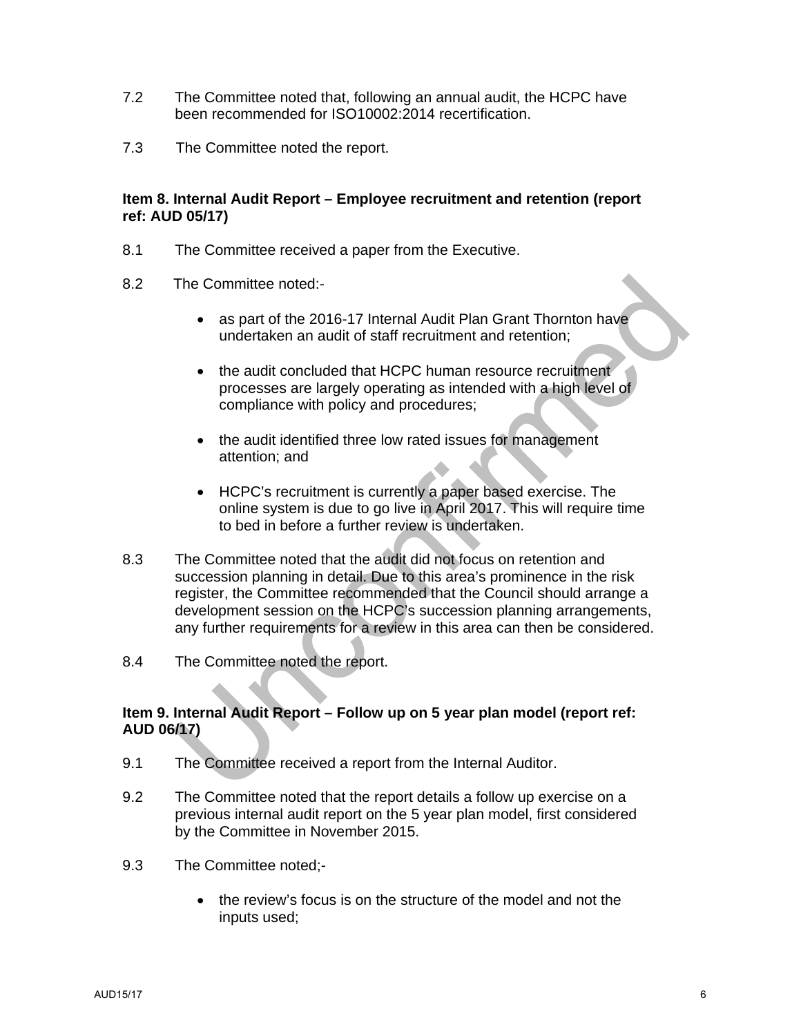7.2 The Committee noted that, following an annual audit, the HCPC have been recommended for ISO10002:2014 recertification.

7.3 The Committee noted the report.

**Item 8. Internal Audit Report – Employee recruitment and retention (report ref: AUD 05/17)**

8.1 The Committee received a paper from the Executive.

8.2 The Committee noted:-

- as part of the 2016-17 Internal Audit Plan Grant Thornton have undertaken an audit of staff recruitment and retention;
- the audit concluded that HCPC human resource recruitment processes are largely operating as intended with a high level of compliance with policy and procedures;
- the audit identified three low rated issues for management attention; and
- HCPC's recruitment is currently a paper based exercise. The online system is due to go live in April 2017. This will require time to bed in before a further review is undertaken.

8.3 The Committee noted that the audit did not focus on retention and succession planning in detail. Due to this area's prominence in the risk register, the Committee recommended that the Council should arrange a development session on the HCPC's succession planning arrangements, any further requirements for a review in this area can then be considered.

8.4 The Committee noted the report.

**Item 9. Internal Audit Report – Follow up on 5 year plan model (report ref: AUD 06/17)**

9.1 The Committee received a report from the Internal Auditor.

9.2 The Committee noted that the report details a follow up exercise on a previous internal audit report on the 5 year plan model, first considered by the Committee in November 2015.

9.3 The Committee noted;-

- the review's focus is on the structure of the model and not the inputs used;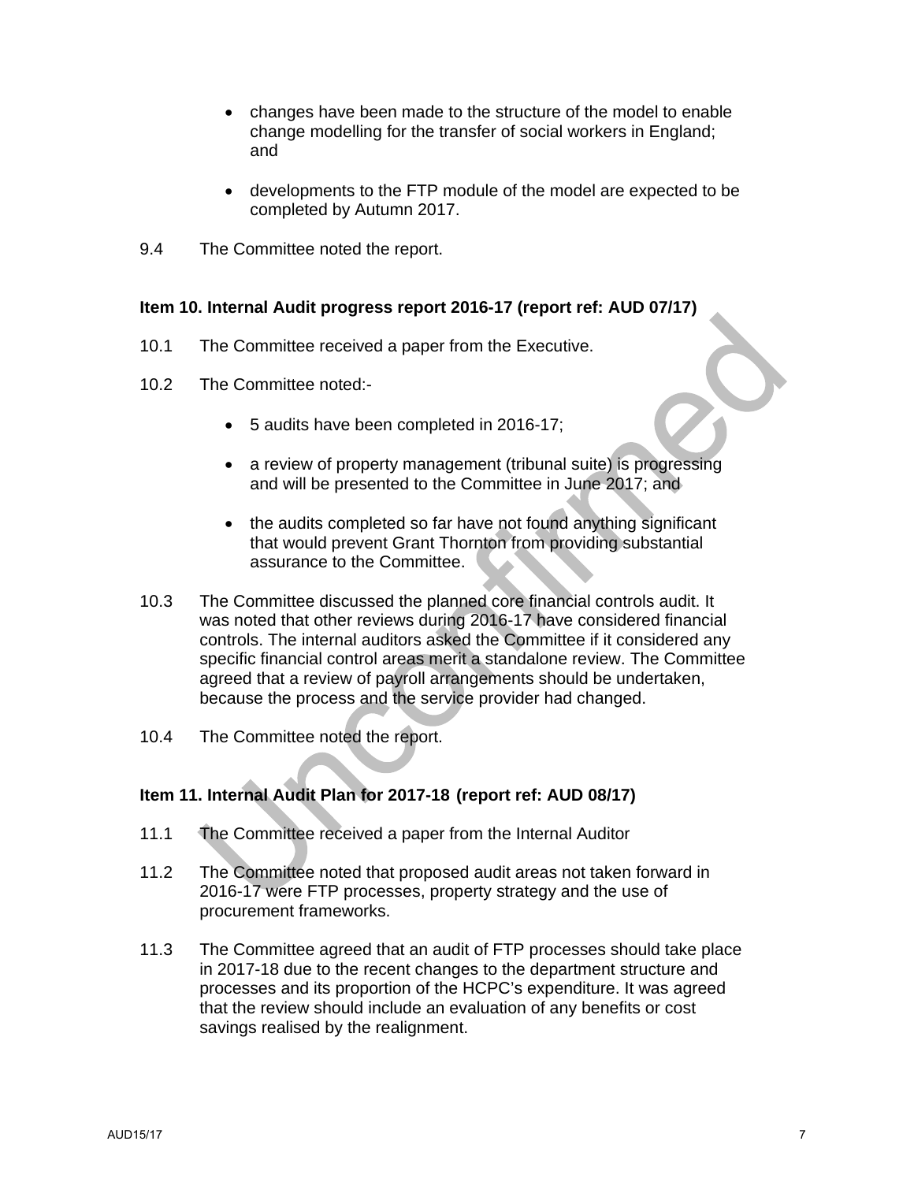- changes have been made to the structure of the model to enable change modelling for the transfer of social workers in England; and

- developments to the FTP module of the model are expected to be completed by Autumn 2017.

9.4 The Committee noted the report.

**Item 10. Internal Audit progress report 2016-17 (report ref: AUD 07/17)**

10.1 The Committee received a paper from the Executive.

10.2 The Committee noted:-

- 5 audits have been completed in 2016-17;

- a review of property management (tribunal suite) is progressing and will be presented to the Committee in June 2017; and

- the audits completed so far have not found anything significant that would prevent Grant Thornton from providing substantial assurance to the Committee.

10.3 The Committee discussed the planned core financial controls audit. It was noted that other reviews during 2016-17 have considered financial controls. The internal auditors asked the Committee if it considered any specific financial control areas merit a standalone review. The Committee agreed that a review of payroll arrangements should be undertaken, because the process and the service provider had changed.

10.4 The Committee noted the report.

**Item 11. Internal Audit Plan for 2017-18 (report ref: AUD 08/17)**

11.1 The Committee received a paper from the Internal Auditor

11.2 The Committee noted that proposed audit areas not taken forward in 2016-17 were FTP processes, property strategy and the use of procurement frameworks.

11.3 The Committee agreed that an audit of FTP processes should take place in 2017-18 due to the recent changes to the department structure and processes and its proportion of the HCPC's expenditure. It was agreed that the review should include an evaluation of any benefits or cost savings realised by the realignment.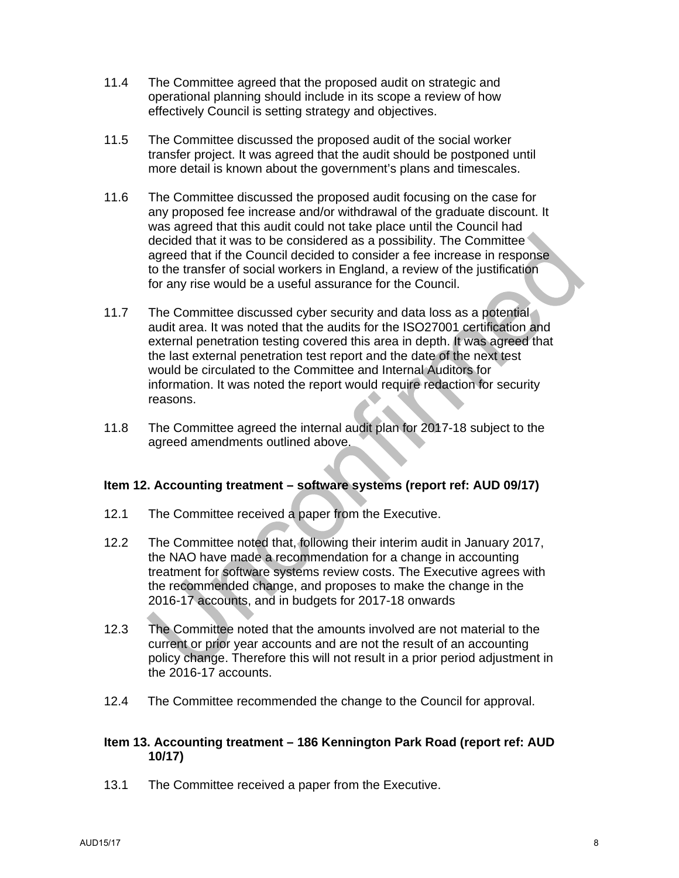11.4 The Committee agreed that the proposed audit on strategic and operational planning should include in its scope a review of how effectively Council is setting strategy and objectives.

11.5 The Committee discussed the proposed audit of the social worker transfer project. It was agreed that the audit should be postponed until more detail is known about the government's plans and timescales.

11.6 The Committee discussed the proposed audit focusing on the case for any proposed fee increase and/or withdrawal of the graduate discount. It was agreed that this audit could not take place until the Council had decided that it was to be considered as a possibility. The Committee agreed that if the Council decided to consider a fee increase in response to the transfer of social workers in England, a review of the justification for any rise would be a useful assurance for the Council.

11.7 The Committee discussed cyber security and data loss as a potential audit area. It was noted that the audits for the ISO27001 certification and external penetration testing covered this area in depth. It was agreed that the last external penetration test report and the date of the next test would be circulated to the Committee and Internal Auditors for information. It was noted the report would require redaction for security reasons.

11.8 The Committee agreed the internal audit plan for 2017-18 subject to the agreed amendments outlined above.

**Item 12. Accounting treatment – software systems (report ref: AUD 09/17)**

12.1 The Committee received a paper from the Executive.

12.2 The Committee noted that, following their interim audit in January 2017, the NAO have made a recommendation for a change in accounting treatment for software systems review costs. The Executive agrees with the recommended change, and proposes to make the change in the 2016-17 accounts, and in budgets for 2017-18 onwards

12.3 The Committee noted that the amounts involved are not material to the current or prior year accounts and are not the result of an accounting policy change. Therefore this will not result in a prior period adjustment in the 2016-17 accounts.

12.4 The Committee recommended the change to the Council for approval.

**Item 13. Accounting treatment – 186 Kennington Park Road (report ref: AUD 10/17)**

13.1 The Committee received a paper from the Executive.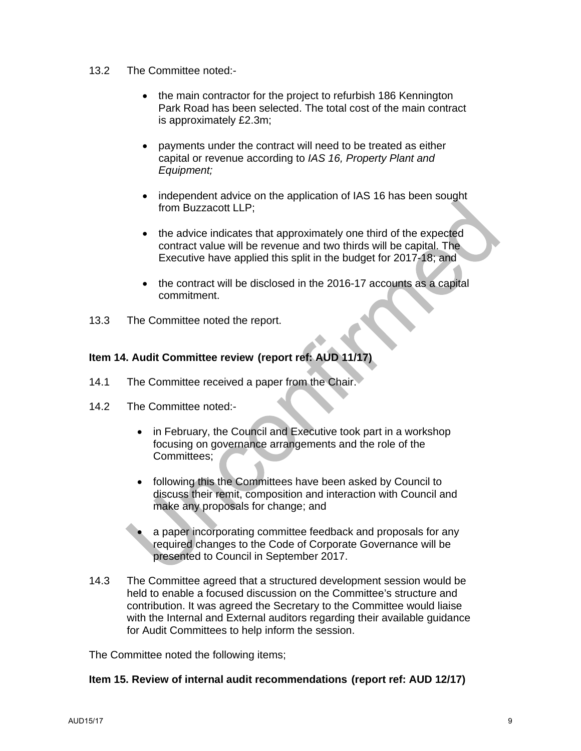13.2 The Committee noted:-

- the main contractor for the project to refurbish 186 Kennington Park Road has been selected. The total cost of the main contract is approximately £2.3m;

- payments under the contract will need to be treated as either capital or revenue according to *IAS 16, Property Plant and Equipment;*

- independent advice on the application of IAS 16 has been sought from Buzzacott LLP;

- the advice indicates that approximately one third of the expected contract value will be revenue and two thirds will be capital. The Executive have applied this split in the budget for 2017-18; and

- the contract will be disclosed in the 2016-17 accounts as a capital commitment.

13.3 The Committee noted the report.

**Item 14. Audit Committee review (report ref: AUD 11/17)**

14.1 The Committee received a paper from the Chair.

14.2 The Committee noted:-

- in February, the Council and Executive took part in a workshop focusing on governance arrangements and the role of the Committees;

- following this the Committees have been asked by Council to discuss their remit, composition and interaction with Council and make any proposals for change; and

- a paper incorporating committee feedback and proposals for any required changes to the Code of Corporate Governance will be presented to Council in September 2017.

14.3 The Committee agreed that a structured development session would be held to enable a focused discussion on the Committee's structure and contribution. It was agreed the Secretary to the Committee would liaise with the Internal and External auditors regarding their available guidance for Audit Committees to help inform the session.

The Committee noted the following items;

**Item 15. Review of internal audit recommendations (report ref: AUD 12/17)**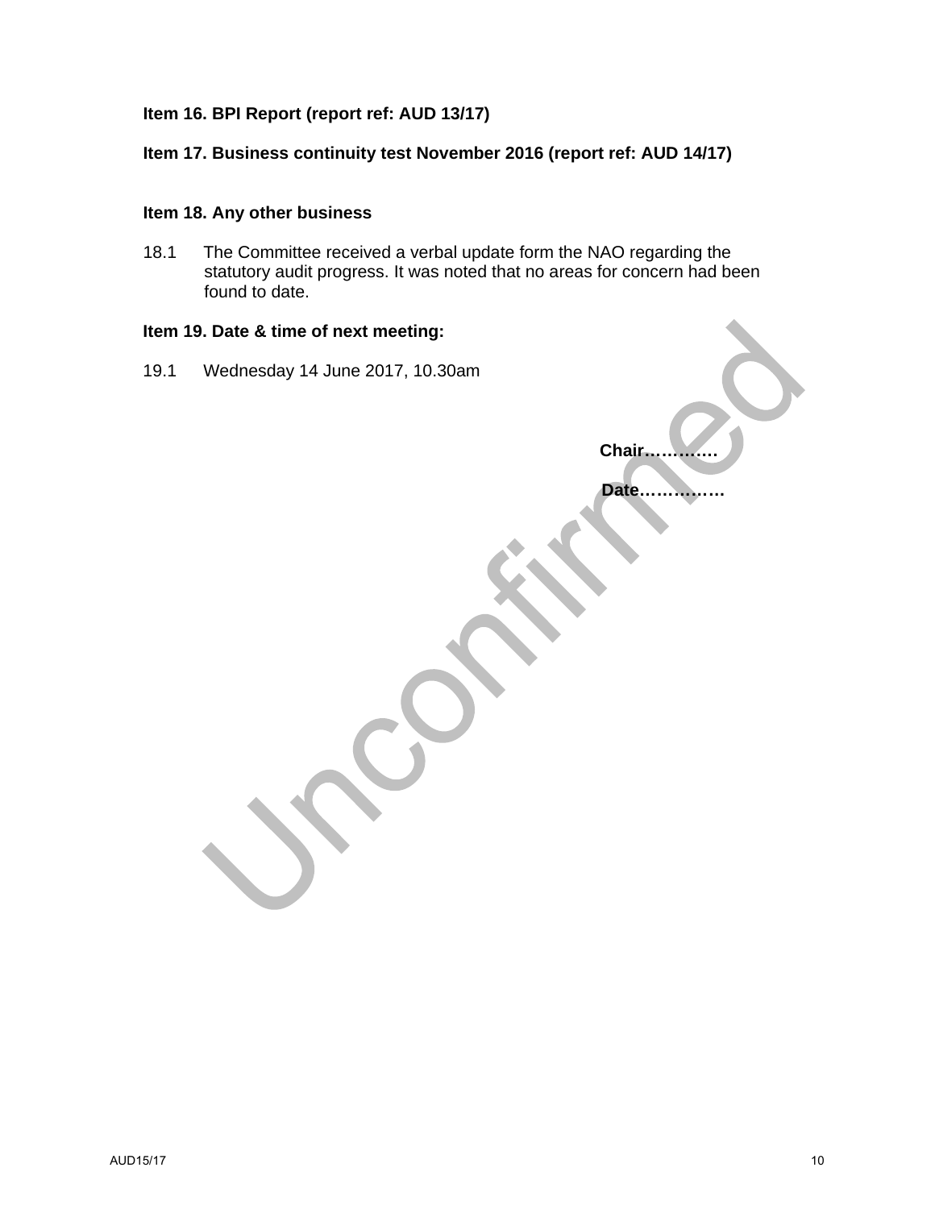**Item 16. BPI Report (report ref: AUD 13/17)**

**Item 17. Business continuity test November 2016 (report ref: AUD 14/17)**

**Item 18. Any other business**

18.1 The Committee received a verbal update form the NAO regarding the statutory audit progress. It was noted that no areas for concern had been found to date.

**Item 19. Date & time of next meeting:**

19.1 Wednesday 14 June 2017, 10.30am

**Chair…………**

**Date……………**

Unconfirmed